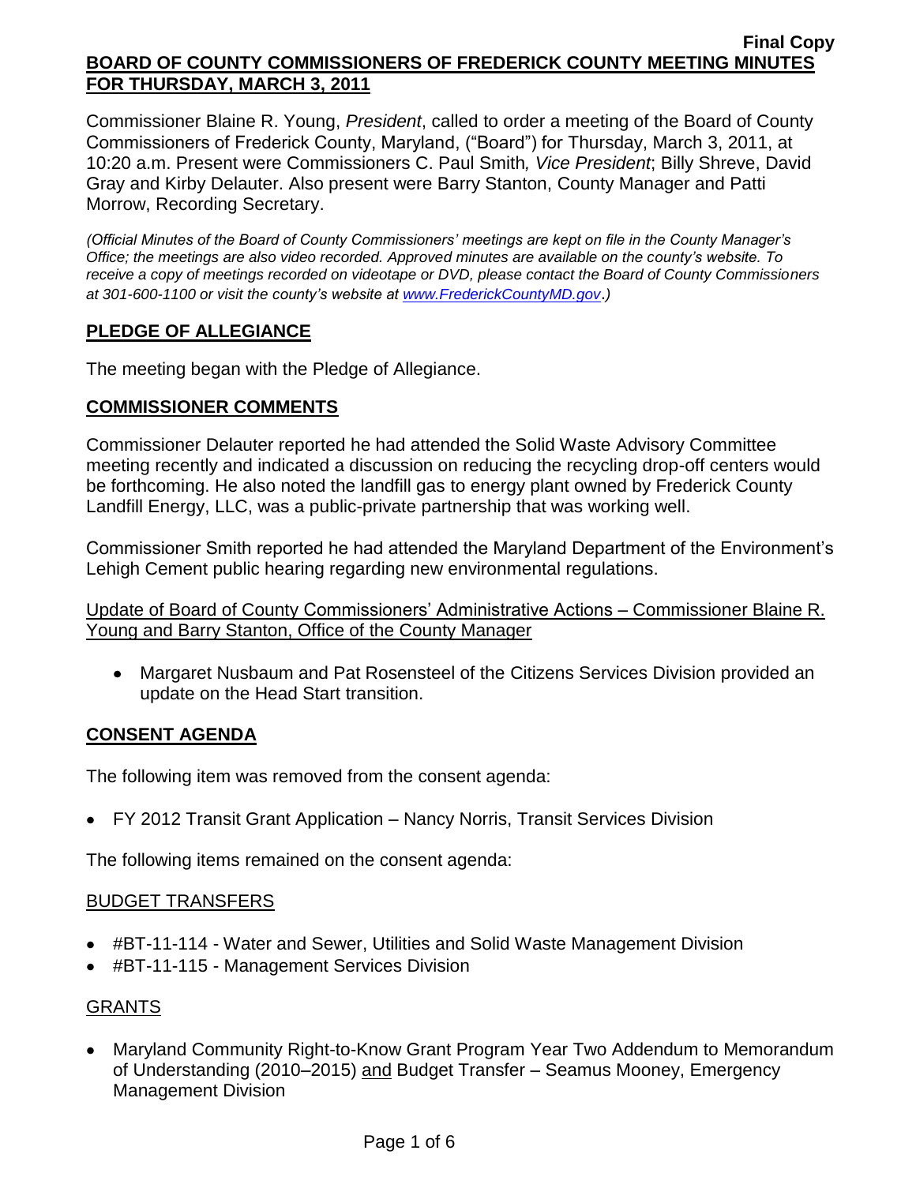**Final Copy**

**BOARD OF COUNTY COMMISSIONERS OF FREDERICK COUNTY MEETING MINUTES FOR THURSDAY, MARCH 3, 2011**

Commissioner Blaine R. Young, *President*, called to order a meeting of the Board of County Commissioners of Frederick County, Maryland, ("Board") for Thursday, March 3, 2011, at 10:20 a.m. Present were Commissioners C. Paul Smith*, Vice President*; Billy Shreve, David Gray and Kirby Delauter. Also present were Barry Stanton, County Manager and Patti Morrow, Recording Secretary.

*(Official Minutes of the Board of County Commissioners' meetings are kept on file in the County Manager's Office; the meetings are also video recorded. Approved minutes are available on the county's website. To receive a copy of meetings recorded on videotape or DVD, please contact the Board of County Commissioners at 301-600-1100 or visit the county's website at www.FrederickCountyMD.gov.)*

## PLEDGE OF ALLEGIANCE

The meeting began with the Pledge of Allegiance.

## COMMISSIONER COMMENTS

Commissioner Delauter reported he had attended the Solid Waste Advisory Committee meeting recently and indicated a discussion on reducing the recycling drop-off centers would be forthcoming. He also noted the landfill gas to energy plant owned by Frederick County Landfill Energy, LLC, was a public-private partnership that was working well.

Commissioner Smith reported he had attended the Maryland Department of the Environment's Lehigh Cement public hearing regarding new environmental regulations.

Update of Board of County Commissioners' Administrative Actions – Commissioner Blaine R. Young and Barry Stanton, Office of the County Manager

- Margaret Nusbaum and Pat Rosensteel of the Citizens Services Division provided an update on the Head Start transition.

## CONSENT AGENDA

The following item was removed from the consent agenda:

- FY 2012 Transit Grant Application – Nancy Norris, Transit Services Division

The following items remained on the consent agenda:

### BUDGET TRANSFERS

- #BT-11-114 - Water and Sewer, Utilities and Solid Waste Management Division
- #BT-11-115 - Management Services Division

### GRANTS

- Maryland Community Right-to-Know Grant Program Year Two Addendum to Memorandum of Understanding (2010–2015) and Budget Transfer – Seamus Mooney, Emergency Management Division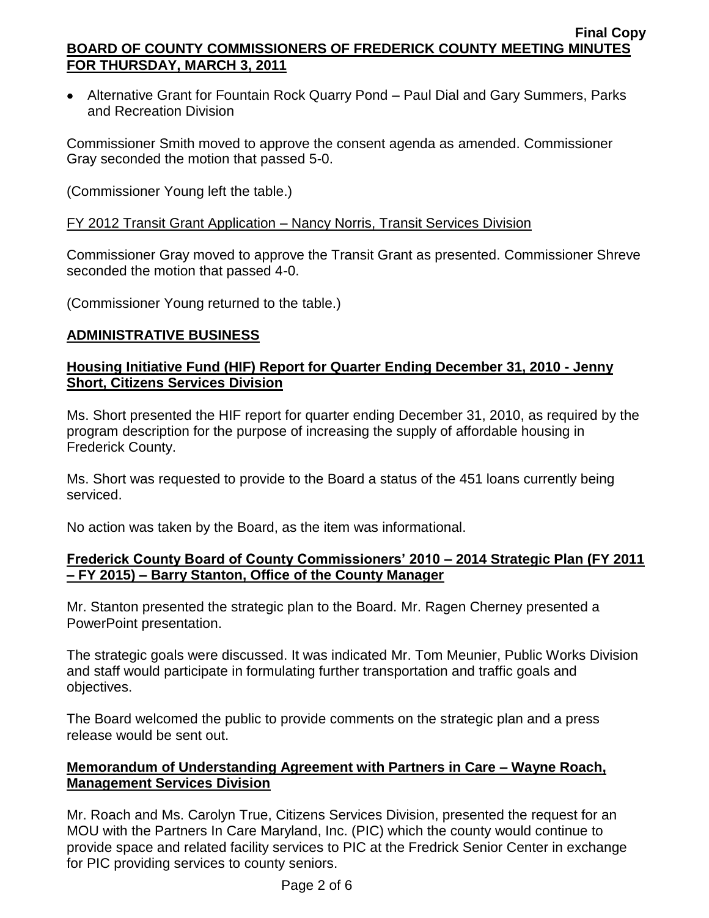- Alternative Grant for Fountain Rock Quarry Pond – Paul Dial and Gary Summers, Parks and Recreation Division

Commissioner Smith moved to approve the consent agenda as amended. Commissioner Gray seconded the motion that passed 5-0.

(Commissioner Young left the table.)

FY 2012 Transit Grant Application – Nancy Norris, Transit Services Division

Commissioner Gray moved to approve the Transit Grant as presented. Commissioner Shreve seconded the motion that passed 4-0.

(Commissioner Young returned to the table.)

## ADMINISTRATIVE BUSINESS

### Housing Initiative Fund (HIF) Report for Quarter Ending December 31, 2010 - Jenny Short, Citizens Services Division

Ms. Short presented the HIF report for quarter ending December 31, 2010, as required by the program description for the purpose of increasing the supply of affordable housing in Frederick County.

Ms. Short was requested to provide to the Board a status of the 451 loans currently being serviced.

No action was taken by the Board, as the item was informational.

### Frederick County Board of County Commissioners' 2010 – 2014 Strategic Plan (FY 2011 – FY 2015) – Barry Stanton, Office of the County Manager

Mr. Stanton presented the strategic plan to the Board. Mr. Ragen Cherney presented a PowerPoint presentation.

The strategic goals were discussed. It was indicated Mr. Tom Meunier, Public Works Division and staff would participate in formulating further transportation and traffic goals and objectives.

The Board welcomed the public to provide comments on the strategic plan and a press release would be sent out.

### Memorandum of Understanding Agreement with Partners in Care – Wayne Roach, Management Services Division

Mr. Roach and Ms. Carolyn True, Citizens Services Division, presented the request for an MOU with the Partners In Care Maryland, Inc. (PIC) which the county would continue to provide space and related facility services to PIC at the Fredrick Senior Center in exchange for PIC providing services to county seniors.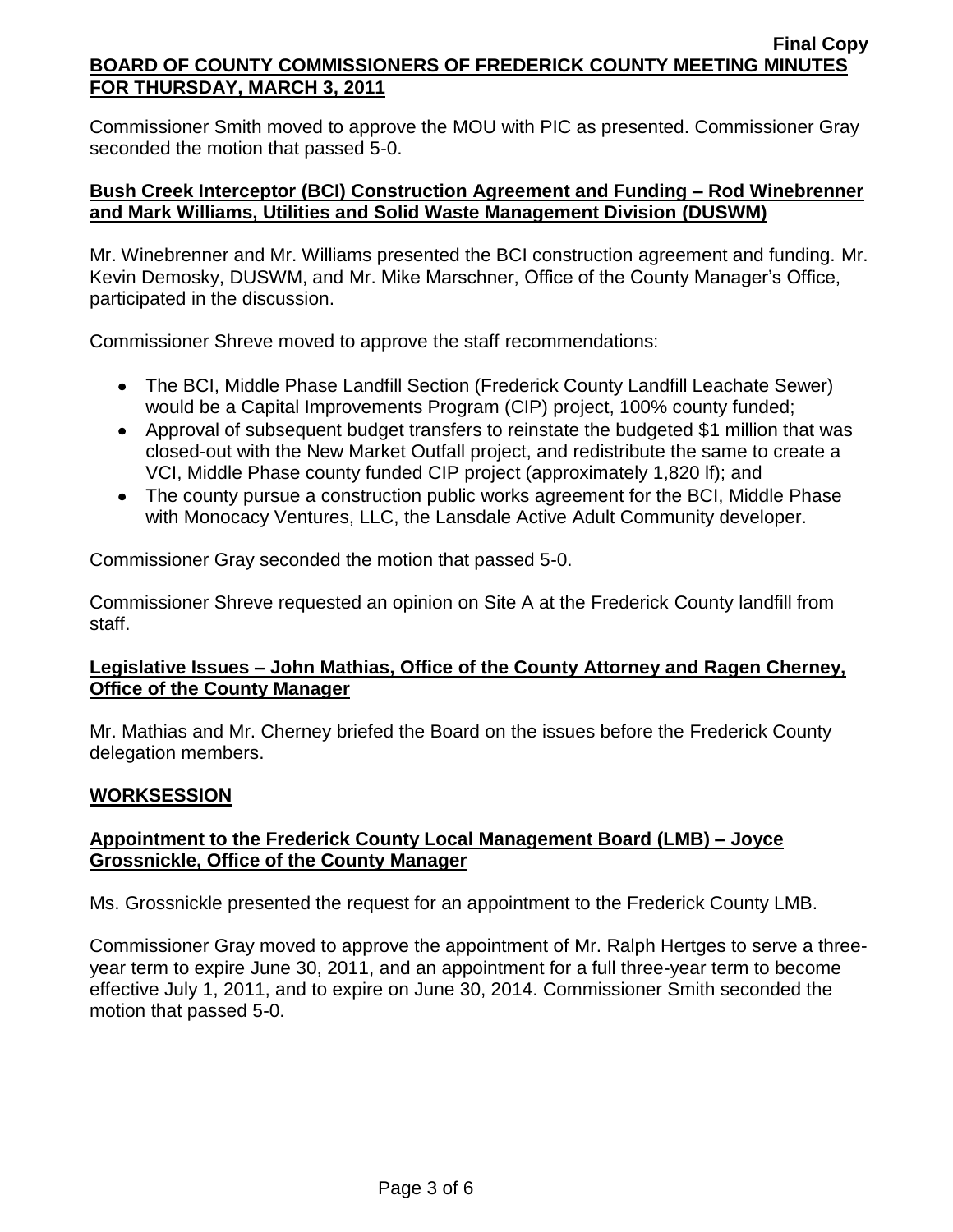Commissioner Smith moved to approve the MOU with PIC as presented. Commissioner Gray seconded the motion that passed 5-0.

**Bush Creek Interceptor (BCI) Construction Agreement and Funding – Rod Winebrenner and Mark Williams, Utilities and Solid Waste Management Division (DUSWM)**

Mr. Winebrenner and Mr. Williams presented the BCI construction agreement and funding. Mr. Kevin Demosky, DUSWM, and Mr. Mike Marschner, Office of the County Manager's Office, participated in the discussion.

Commissioner Shreve moved to approve the staff recommendations:

- The BCI, Middle Phase Landfill Section (Frederick County Landfill Leachate Sewer) would be a Capital Improvements Program (CIP) project, 100% county funded;
- Approval of subsequent budget transfers to reinstate the budgeted $1 million that was closed-out with the New Market Outfall project, and redistribute the same to create a VCI, Middle Phase county funded CIP project (approximately 1,820 lf); and
- The county pursue a construction public works agreement for the BCI, Middle Phase with Monocacy Ventures, LLC, the Lansdale Active Adult Community developer.

Commissioner Gray seconded the motion that passed 5-0.

Commissioner Shreve requested an opinion on Site A at the Frederick County landfill from staff.

**Legislative Issues – John Mathias, Office of the County Attorney and Ragen Cherney, Office of the County Manager**

Mr. Mathias and Mr. Cherney briefed the Board on the issues before the Frederick County delegation members.

**WORKSESSION**

**Appointment to the Frederick County Local Management Board (LMB) – Joyce Grossnickle, Office of the County Manager**

Ms. Grossnickle presented the request for an appointment to the Frederick County LMB.

Commissioner Gray moved to approve the appointment of Mr. Ralph Hertges to serve a three-year term to expire June 30, 2011, and an appointment for a full three-year term to become effective July 1, 2011, and to expire on June 30, 2014. Commissioner Smith seconded the motion that passed 5-0.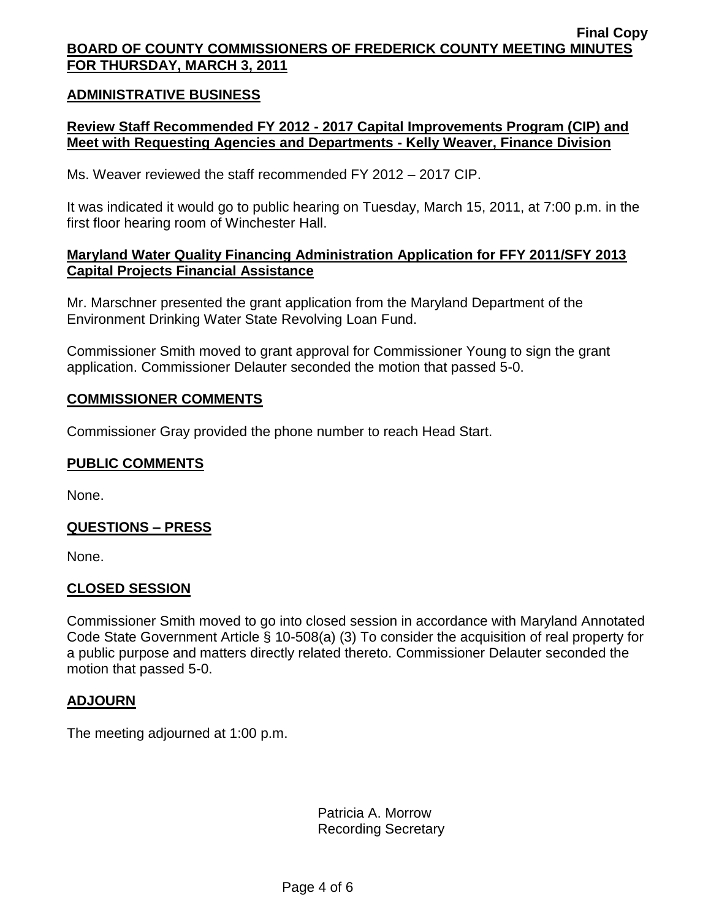## ADMINISTRATIVE BUSINESS

### Review Staff Recommended FY 2012 - 2017 Capital Improvements Program (CIP) and Meet with Requesting Agencies and Departments - Kelly Weaver, Finance Division

Ms. Weaver reviewed the staff recommended FY 2012 – 2017 CIP.

It was indicated it would go to public hearing on Tuesday, March 15, 2011, at 7:00 p.m. in the first floor hearing room of Winchester Hall.

### Maryland Water Quality Financing Administration Application for FFY 2011/SFY 2013 Capital Projects Financial Assistance

Mr. Marschner presented the grant application from the Maryland Department of the Environment Drinking Water State Revolving Loan Fund.

Commissioner Smith moved to grant approval for Commissioner Young to sign the grant application. Commissioner Delauter seconded the motion that passed 5-0.

## COMMISSIONER COMMENTS

Commissioner Gray provided the phone number to reach Head Start.

## PUBLIC COMMENTS

None.

## QUESTIONS – PRESS

None.

## CLOSED SESSION

Commissioner Smith moved to go into closed session in accordance with Maryland Annotated Code State Government Article § 10-508(a) (3) To consider the acquisition of real property for a public purpose and matters directly related thereto. Commissioner Delauter seconded the motion that passed 5-0.

## ADJOURN

The meeting adjourned at 1:00 p.m.

Patricia A. Morrow
Recording Secretary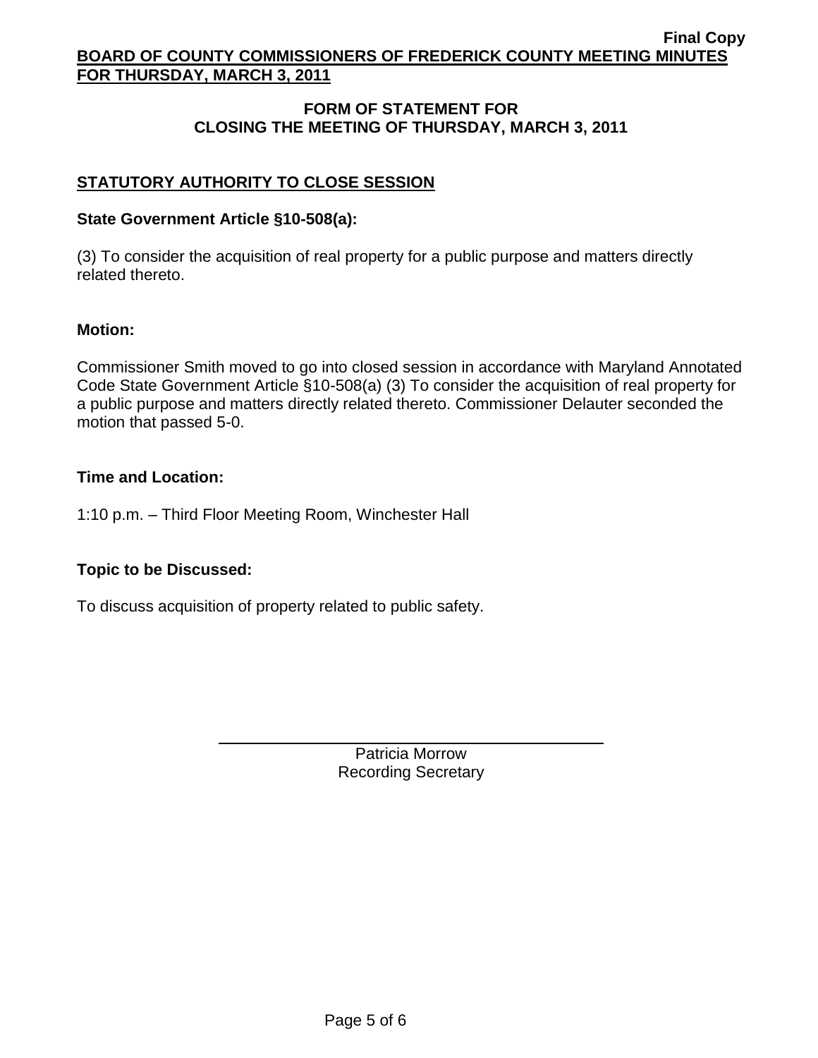## FORM OF STATEMENT FOR CLOSING THE MEETING OF THURSDAY, MARCH 3, 2011

### STATUTORY AUTHORITY TO CLOSE SESSION

**State Government Article §10-508(a):**

(3) To consider the acquisition of real property for a public purpose and matters directly related thereto.

**Motion:**

Commissioner Smith moved to go into closed session in accordance with Maryland Annotated Code State Government Article §10-508(a) (3) To consider the acquisition of real property for a public purpose and matters directly related thereto. Commissioner Delauter seconded the motion that passed 5-0.

**Time and Location:**

1:10 p.m. – Third Floor Meeting Room, Winchester Hall

**Topic to be Discussed:**

To discuss acquisition of property related to public safety.

Patricia Morrow
Recording Secretary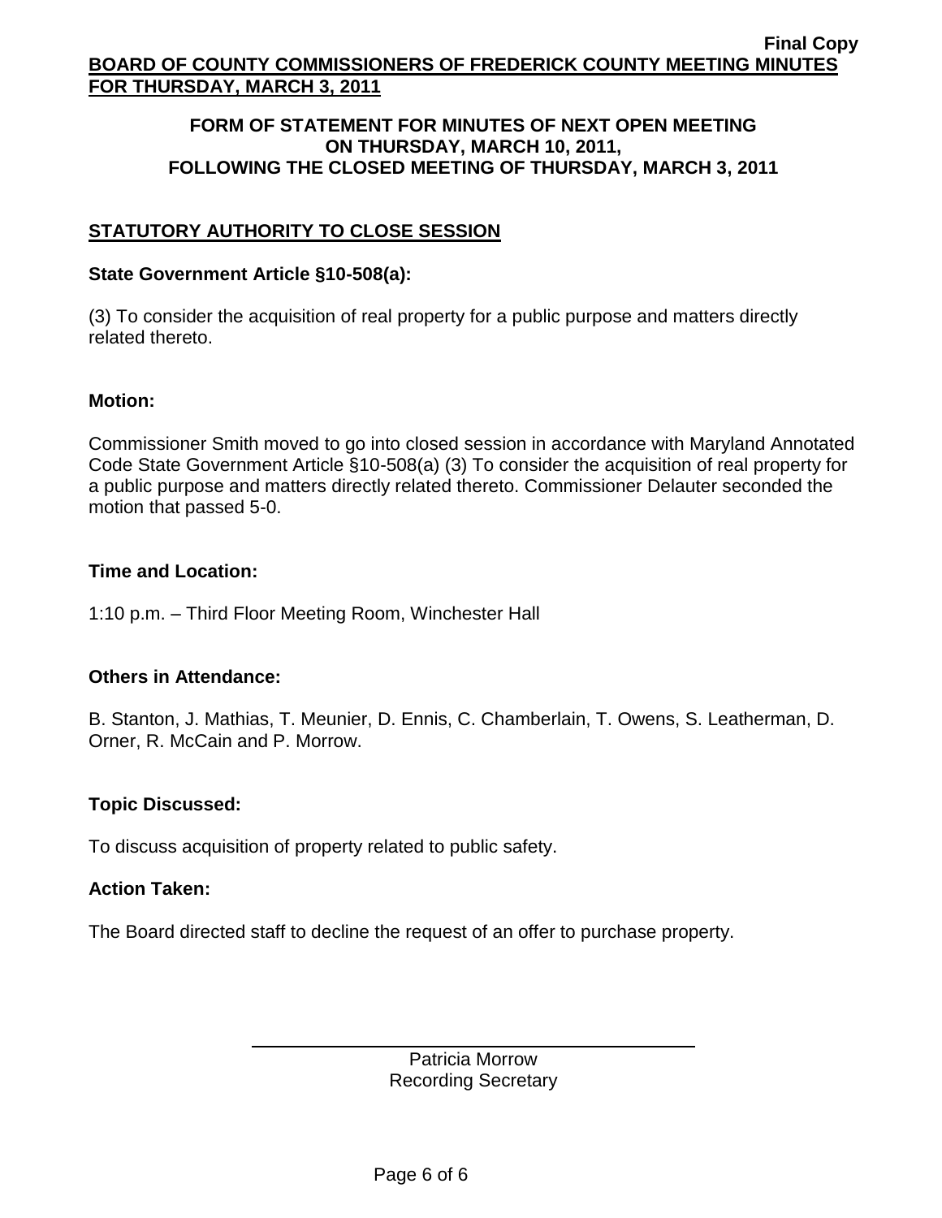**FORM OF STATEMENT FOR MINUTES OF NEXT OPEN MEETING ON THURSDAY, MARCH 10, 2011, FOLLOWING THE CLOSED MEETING OF THURSDAY, MARCH 3, 2011**

## STATUTORY AUTHORITY TO CLOSE SESSION

**State Government Article §10-508(a):**

(3) To consider the acquisition of real property for a public purpose and matters directly related thereto.

**Motion:**

Commissioner Smith moved to go into closed session in accordance with Maryland Annotated Code State Government Article §10-508(a) (3) To consider the acquisition of real property for a public purpose and matters directly related thereto. Commissioner Delauter seconded the motion that passed 5-0.

**Time and Location:**

1:10 p.m. – Third Floor Meeting Room, Winchester Hall

**Others in Attendance:**

B. Stanton, J. Mathias, T. Meunier, D. Ennis, C. Chamberlain, T. Owens, S. Leatherman, D. Orner, R. McCain and P. Morrow.

**Topic Discussed:**

To discuss acquisition of property related to public safety.

**Action Taken:**

The Board directed staff to decline the request of an offer to purchase property.

Patricia Morrow
Recording Secretary